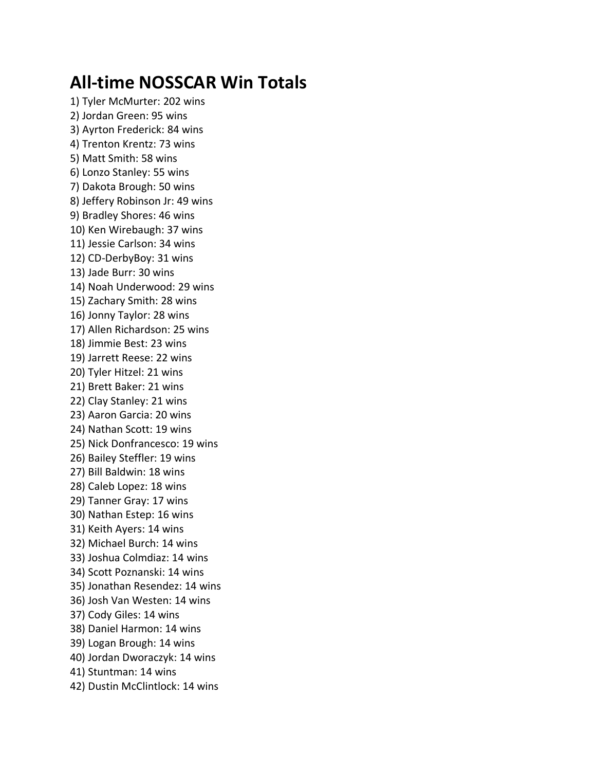# All-time NOSSCAR Win Totals

1) Tyler McMurter: 202 wins
2) Jordan Green: 95 wins
3) Ayrton Frederick: 84 wins
4) Trenton Krentz: 73 wins
5) Matt Smith: 58 wins
6) Lonzo Stanley: 55 wins
7) Dakota Brough: 50 wins
8) Jeffery Robinson Jr: 49 wins
9) Bradley Shores: 46 wins
10) Ken Wirebaugh: 37 wins
11) Jessie Carlson: 34 wins
12) CD-DerbyBoy: 31 wins
13) Jade Burr: 30 wins
14) Noah Underwood: 29 wins
15) Zachary Smith: 28 wins
16) Jonny Taylor: 28 wins
17) Allen Richardson: 25 wins
18) Jimmie Best: 23 wins
19) Jarrett Reese: 22 wins
20) Tyler Hitzel: 21 wins
21) Brett Baker: 21 wins
22) Clay Stanley: 21 wins
23) Aaron Garcia: 20 wins
24) Nathan Scott: 19 wins
25) Nick Donfrancesco: 19 wins
26) Bailey Steffler: 19 wins
27) Bill Baldwin: 18 wins
28) Caleb Lopez: 18 wins
29) Tanner Gray: 17 wins
30) Nathan Estep: 16 wins
31) Keith Ayers: 14 wins
32) Michael Burch: 14 wins
33) Joshua Colmdiaz: 14 wins
34) Scott Poznanski: 14 wins
35) Jonathan Resendez: 14 wins
36) Josh Van Westen: 14 wins
37) Cody Giles: 14 wins
38) Daniel Harmon: 14 wins
39) Logan Brough: 14 wins
40) Jordan Dworaczyk: 14 wins
41) Stuntman: 14 wins
42) Dustin McClintlock: 14 wins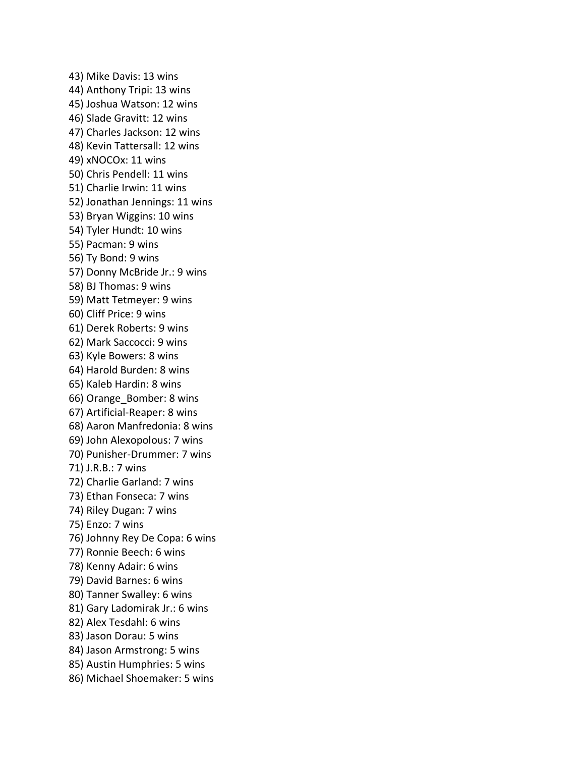43) Mike Davis: 13 wins
44) Anthony Tripi: 13 wins
45) Joshua Watson: 12 wins
46) Slade Gravitt: 12 wins
47) Charles Jackson: 12 wins
48) Kevin Tattersall: 12 wins
49) xNOCOx: 11 wins
50) Chris Pendell: 11 wins
51) Charlie Irwin: 11 wins
52) Jonathan Jennings: 11 wins
53) Bryan Wiggins: 10 wins
54) Tyler Hundt: 10 wins
55) Pacman: 9 wins
56) Ty Bond: 9 wins
57) Donny McBride Jr.: 9 wins
58) BJ Thomas: 9 wins
59) Matt Tetmeyer: 9 wins
60) Cliff Price: 9 wins
61) Derek Roberts: 9 wins
62) Mark Saccocci: 9 wins
63) Kyle Bowers: 8 wins
64) Harold Burden: 8 wins
65) Kaleb Hardin: 8 wins
66) Orange_Bomber: 8 wins
67) Artificial-Reaper: 8 wins
68) Aaron Manfredonia: 8 wins
69) John Alexopolous: 7 wins
70) Punisher-Drummer: 7 wins
71) J.R.B.: 7 wins
72) Charlie Garland: 7 wins
73) Ethan Fonseca: 7 wins
74) Riley Dugan: 7 wins
75) Enzo: 7 wins
76) Johnny Rey De Copa: 6 wins
77) Ronnie Beech: 6 wins
78) Kenny Adair: 6 wins
79) David Barnes: 6 wins
80) Tanner Swalley: 6 wins
81) Gary Ladomirak Jr.: 6 wins
82) Alex Tesdahl: 6 wins
83) Jason Dorau: 5 wins
84) Jason Armstrong: 5 wins
85) Austin Humphries: 5 wins
86) Michael Shoemaker: 5 wins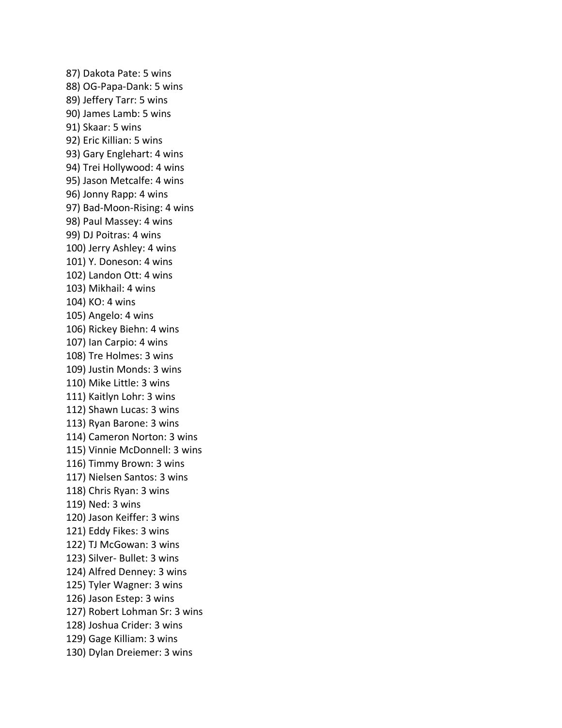87) Dakota Pate: 5 wins
88) OG-Papa-Dank: 5 wins
89) Jeffery Tarr: 5 wins
90) James Lamb: 5 wins
91) Skaar: 5 wins
92) Eric Killian: 5 wins
93) Gary Englehart: 4 wins
94) Trei Hollywood: 4 wins
95) Jason Metcalfe: 4 wins
96) Jonny Rapp: 4 wins
97) Bad-Moon-Rising: 4 wins
98) Paul Massey: 4 wins
99) DJ Poitras: 4 wins
100) Jerry Ashley: 4 wins
101) Y. Doneson: 4 wins
102) Landon Ott: 4 wins
103) Mikhail: 4 wins
104) KO: 4 wins
105) Angelo: 4 wins
106) Rickey Biehn: 4 wins
107) Ian Carpio: 4 wins
108) Tre Holmes: 3 wins
109) Justin Monds: 3 wins
110) Mike Little: 3 wins
111) Kaitlyn Lohr: 3 wins
112) Shawn Lucas: 3 wins
113) Ryan Barone: 3 wins
114) Cameron Norton: 3 wins
115) Vinnie McDonnell: 3 wins
116) Timmy Brown: 3 wins
117) Nielsen Santos: 3 wins
118) Chris Ryan: 3 wins
119) Ned: 3 wins
120) Jason Keiffer: 3 wins
121) Eddy Fikes: 3 wins
122) TJ McGowan: 3 wins
123) Silver- Bullet: 3 wins
124) Alfred Denney: 3 wins
125) Tyler Wagner: 3 wins
126) Jason Estep: 3 wins
127) Robert Lohman Sr: 3 wins
128) Joshua Crider: 3 wins
129) Gage Killiam: 3 wins
130) Dylan Dreiemer: 3 wins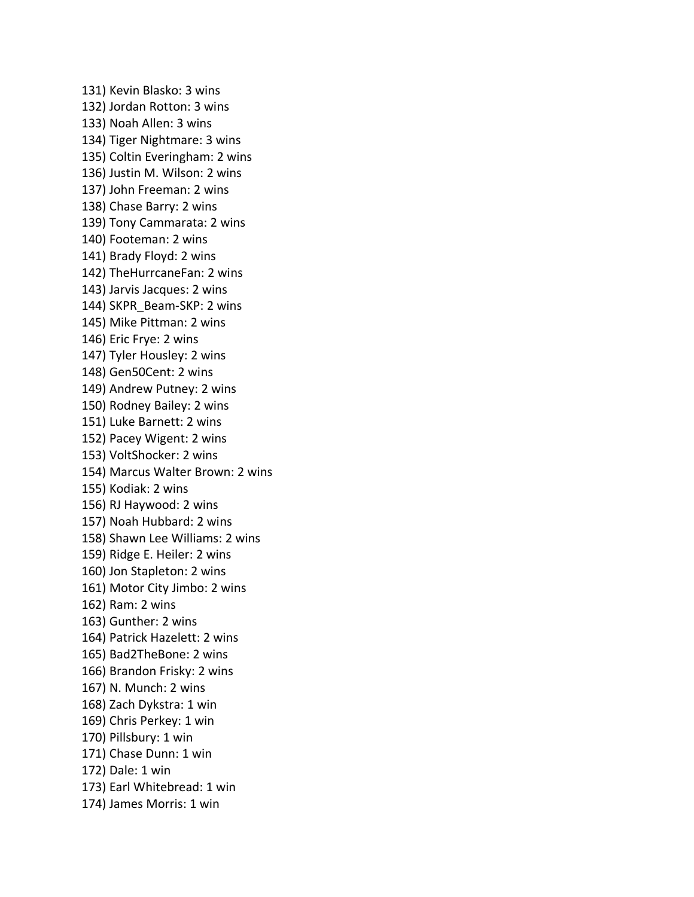131) Kevin Blasko: 3 wins
132) Jordan Rotton: 3 wins
133) Noah Allen: 3 wins
134) Tiger Nightmare: 3 wins
135) Coltin Everingham: 2 wins
136) Justin M. Wilson: 2 wins
137) John Freeman: 2 wins
138) Chase Barry: 2 wins
139) Tony Cammarata: 2 wins
140) Footeman: 2 wins
141) Brady Floyd: 2 wins
142) TheHurrcaneFan: 2 wins
143) Jarvis Jacques: 2 wins
144) SKPR_Beam-SKP: 2 wins
145) Mike Pittman: 2 wins
146) Eric Frye: 2 wins
147) Tyler Housley: 2 wins
148) Gen50Cent: 2 wins
149) Andrew Putney: 2 wins
150) Rodney Bailey: 2 wins
151) Luke Barnett: 2 wins
152) Pacey Wigent: 2 wins
153) VoltShocker: 2 wins
154) Marcus Walter Brown: 2 wins
155) Kodiak: 2 wins
156) RJ Haywood: 2 wins
157) Noah Hubbard: 2 wins
158) Shawn Lee Williams: 2 wins
159) Ridge E. Heiler: 2 wins
160) Jon Stapleton: 2 wins
161) Motor City Jimbo: 2 wins
162) Ram: 2 wins
163) Gunther: 2 wins
164) Patrick Hazelett: 2 wins
165) Bad2TheBone: 2 wins
166) Brandon Frisky: 2 wins
167) N. Munch: 2 wins
168) Zach Dykstra: 1 win
169) Chris Perkey: 1 win
170) Pillsbury: 1 win
171) Chase Dunn: 1 win
172) Dale: 1 win
173) Earl Whitebread: 1 win
174) James Morris: 1 win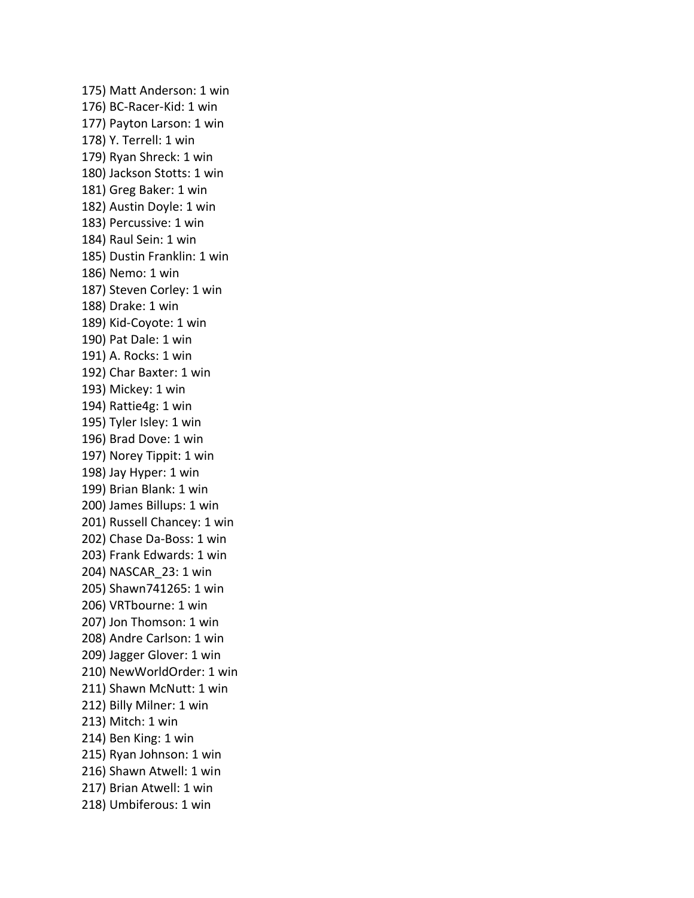175) Matt Anderson: 1 win
176) BC-Racer-Kid: 1 win
177) Payton Larson: 1 win
178) Y. Terrell: 1 win
179) Ryan Shreck: 1 win
180) Jackson Stotts: 1 win
181) Greg Baker: 1 win
182) Austin Doyle: 1 win
183) Percussive: 1 win
184) Raul Sein: 1 win
185) Dustin Franklin: 1 win
186) Nemo: 1 win
187) Steven Corley: 1 win
188) Drake: 1 win
189) Kid-Coyote: 1 win
190) Pat Dale: 1 win
191) A. Rocks: 1 win
192) Char Baxter: 1 win
193) Mickey: 1 win
194) Rattie4g: 1 win
195) Tyler Isley: 1 win
196) Brad Dove: 1 win
197) Norey Tippit: 1 win
198) Jay Hyper: 1 win
199) Brian Blank: 1 win
200) James Billups: 1 win
201) Russell Chancey: 1 win
202) Chase Da-Boss: 1 win
203) Frank Edwards: 1 win
204) NASCAR_23: 1 win
205) Shawn741265: 1 win
206) VRTbourne: 1 win
207) Jon Thomson: 1 win
208) Andre Carlson: 1 win
209) Jagger Glover: 1 win
210) NewWorldOrder: 1 win
211) Shawn McNutt: 1 win
212) Billy Milner: 1 win
213) Mitch: 1 win
214) Ben King: 1 win
215) Ryan Johnson: 1 win
216) Shawn Atwell: 1 win
217) Brian Atwell: 1 win
218) Umbiferous: 1 win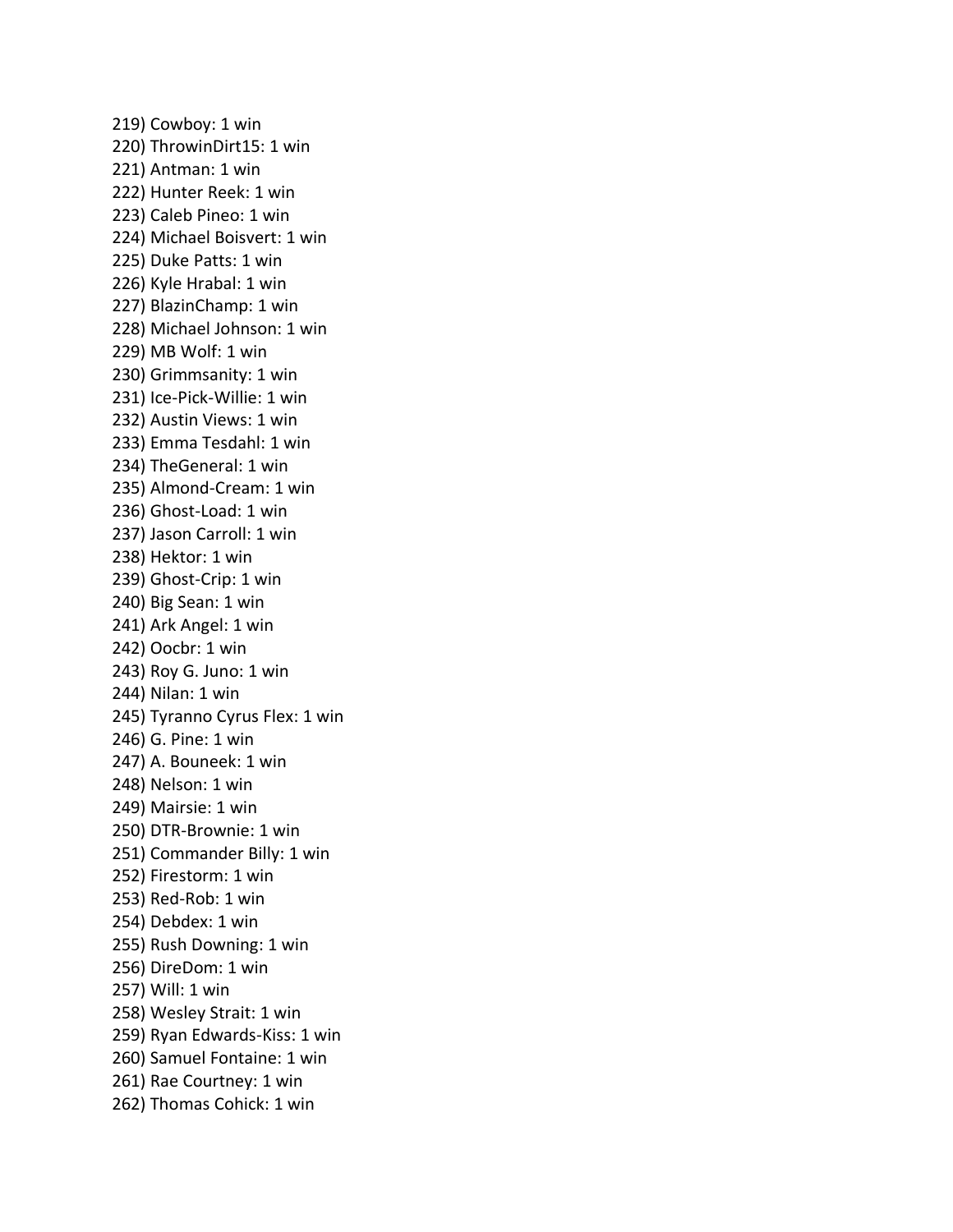219) Cowboy: 1 win
220) ThrowinDirt15: 1 win
221) Antman: 1 win
222) Hunter Reek: 1 win
223) Caleb Pineo: 1 win
224) Michael Boisvert: 1 win
225) Duke Patts: 1 win
226) Kyle Hrabal: 1 win
227) BlazinChamp: 1 win
228) Michael Johnson: 1 win
229) MB Wolf: 1 win
230) Grimmsanity: 1 win
231) Ice-Pick-Willie: 1 win
232) Austin Views: 1 win
233) Emma Tesdahl: 1 win
234) TheGeneral: 1 win
235) Almond-Cream: 1 win
236) Ghost-Load: 1 win
237) Jason Carroll: 1 win
238) Hektor: 1 win
239) Ghost-Crip: 1 win
240) Big Sean: 1 win
241) Ark Angel: 1 win
242) Oocbr: 1 win
243) Roy G. Juno: 1 win
244) Nilan: 1 win
245) Tyranno Cyrus Flex: 1 win
246) G. Pine: 1 win
247) A. Bouneek: 1 win
248) Nelson: 1 win
249) Mairsie: 1 win
250) DTR-Brownie: 1 win
251) Commander Billy: 1 win
252) Firestorm: 1 win
253) Red-Rob: 1 win
254) Debdex: 1 win
255) Rush Downing: 1 win
256) DireDom: 1 win
257) Will: 1 win
258) Wesley Strait: 1 win
259) Ryan Edwards-Kiss: 1 win
260) Samuel Fontaine: 1 win
261) Rae Courtney: 1 win
262) Thomas Cohick: 1 win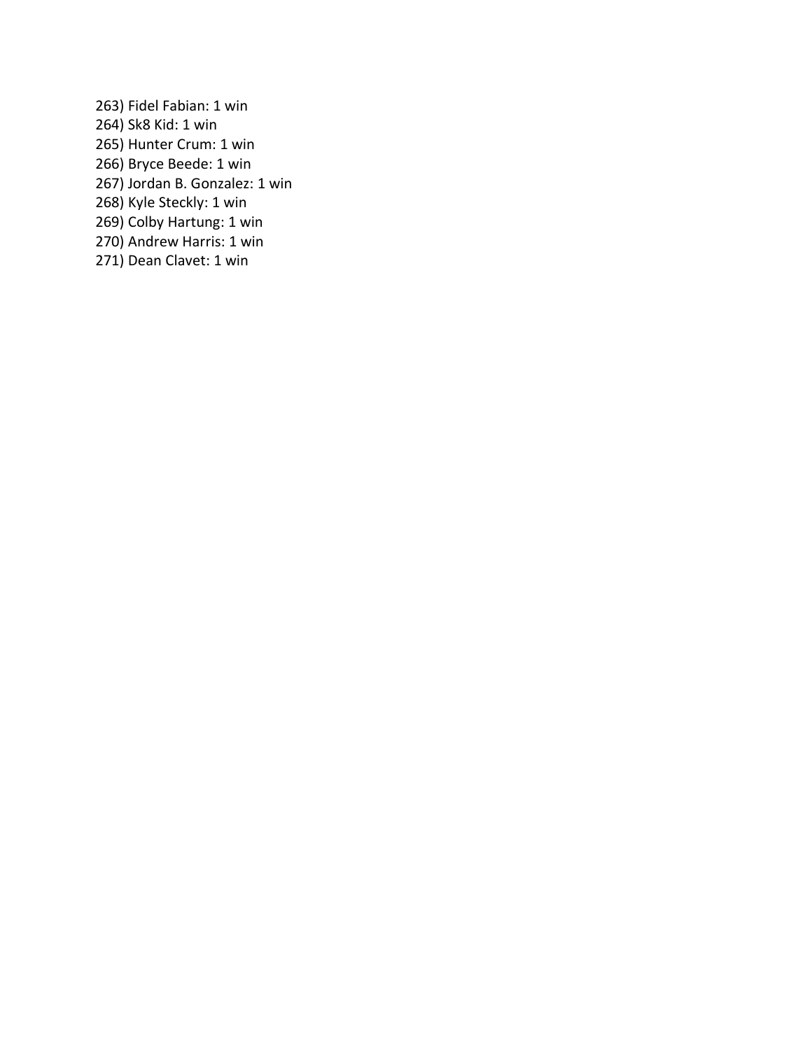263) Fidel Fabian: 1 win
264) Sk8 Kid: 1 win
265) Hunter Crum: 1 win
266) Bryce Beede: 1 win
267) Jordan B. Gonzalez: 1 win
268) Kyle Steckly: 1 win
269) Colby Hartung: 1 win
270) Andrew Harris: 1 win
271) Dean Clavet: 1 win